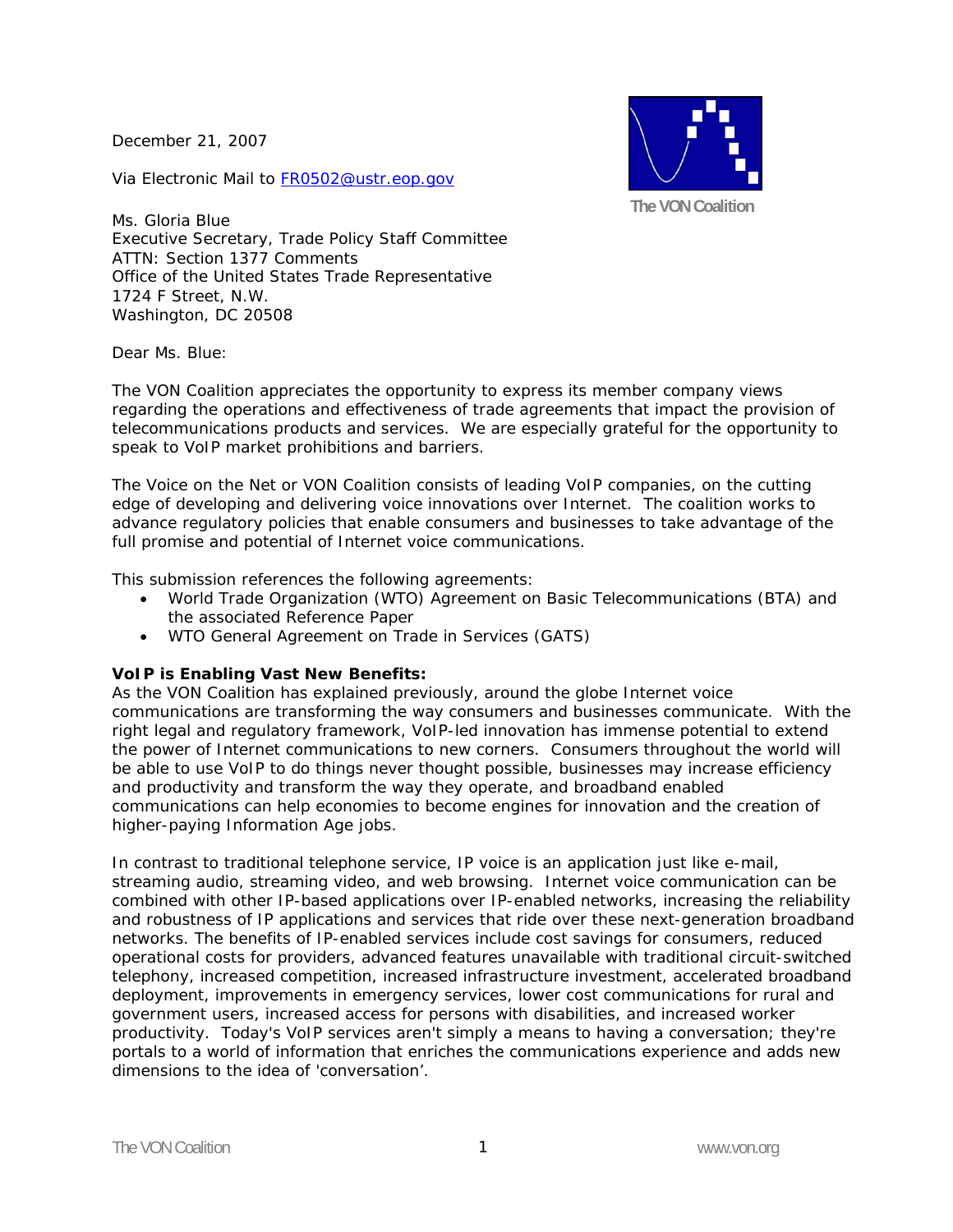December 21, 2007

Via Electronic Mail to FR0502@ustr.eop.gov

The VON Coalition

Ms. Gloria Blue
Executive Secretary, Trade Policy Staff Committee
ATTN: Section 1377 Comments
Office of the United States Trade Representative
1724 F Street, N.W.
Washington, DC 20508

Dear Ms. Blue:

The VON Coalition appreciates the opportunity to express its member company views regarding the operations and effectiveness of trade agreements that impact the provision of telecommunications products and services. We are especially grateful for the opportunity to speak to VoIP market prohibitions and barriers.

The Voice on the Net or VON Coalition consists of leading VoIP companies, on the cutting edge of developing and delivering voice innovations over Internet. The coalition works to advance regulatory policies that enable consumers and businesses to take advantage of the full promise and potential of Internet voice communications.

This submission references the following agreements:

- World Trade Organization (WTO) Agreement on Basic Telecommunications (BTA) and the associated Reference Paper
- WTO General Agreement on Trade in Services (GATS)

**VoIP is Enabling Vast New Benefits:**

As the VON Coalition has explained previously, around the globe Internet voice communications are transforming the way consumers and businesses communicate. With the right legal and regulatory framework, VoIP-led innovation has immense potential to extend the power of Internet communications to new corners. Consumers throughout the world will be able to use VoIP to do things never thought possible, businesses may increase efficiency and productivity and transform the way they operate, and broadband enabled communications can help economies to become engines for innovation and the creation of higher-paying Information Age jobs.

In contrast to traditional telephone service, IP voice is an application just like e-mail, streaming audio, streaming video, and web browsing. Internet voice communication can be combined with other IP-based applications over IP-enabled networks, increasing the reliability and robustness of IP applications and services that ride over these next-generation broadband networks. The benefits of IP-enabled services include cost savings for consumers, reduced operational costs for providers, advanced features unavailable with traditional circuit-switched telephony, increased competition, increased infrastructure investment, accelerated broadband deployment, improvements in emergency services, lower cost communications for rural and government users, increased access for persons with disabilities, and increased worker productivity. Today's VoIP services aren't simply a means to having a conversation; they're portals to a world of information that enriches the communications experience and adds new dimensions to the idea of 'conversation'.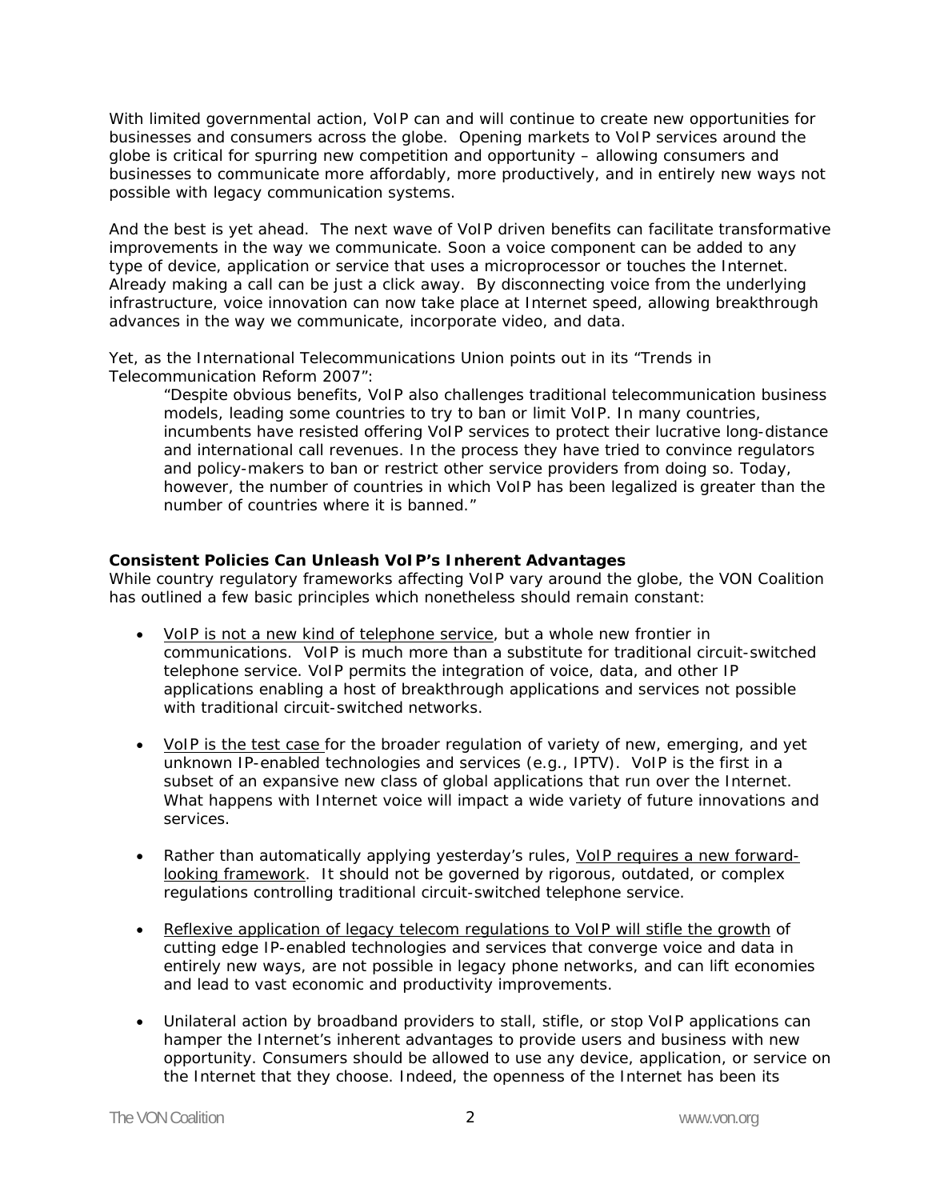With limited governmental action, VoIP can and will continue to create new opportunities for businesses and consumers across the globe. Opening markets to VoIP services around the globe is critical for spurring new competition and opportunity – allowing consumers and businesses to communicate more affordably, more productively, and in entirely new ways not possible with legacy communication systems.

And the best is yet ahead. The next wave of VoIP driven benefits can facilitate transformative improvements in the way we communicate. Soon a voice component can be added to any type of device, application or service that uses a microprocessor or touches the Internet. Already making a call can be just a click away. By disconnecting voice from the underlying infrastructure, voice innovation can now take place at Internet speed, allowing breakthrough advances in the way we communicate, incorporate video, and data.

Yet, as the International Telecommunications Union points out in its "Trends in Telecommunication Reform 2007":

> "Despite obvious benefits, VoIP also challenges traditional telecommunication business models, leading some countries to try to ban or limit VoIP. In many countries, incumbents have resisted offering VoIP services to protect their lucrative long-distance and international call revenues. In the process they have tried to convince regulators and policy-makers to ban or restrict other service providers from doing so. Today, however, the number of countries in which VoIP has been legalized is greater than the number of countries where it is banned."

**Consistent Policies Can Unleash VoIP's Inherent Advantages**

While country regulatory frameworks affecting VoIP vary around the globe, the VON Coalition has outlined a few basic principles which nonetheless should remain constant:

- VoIP is not a new kind of telephone service, but a whole new frontier in communications. VoIP is much more than a substitute for traditional circuit-switched telephone service. VoIP permits the integration of voice, data, and other IP applications enabling a host of breakthrough applications and services not possible with traditional circuit-switched networks.

- VoIP is the test case for the broader regulation of variety of new, emerging, and yet unknown IP-enabled technologies and services (e.g., IPTV). VoIP is the first in a subset of an expansive new class of global applications that run over the Internet. What happens with Internet voice will impact a wide variety of future innovations and services.

- Rather than automatically applying yesterday's rules, VoIP requires a new forward-looking framework. It should not be governed by rigorous, outdated, or complex regulations controlling traditional circuit-switched telephone service.

- Reflexive application of legacy telecom regulations to VoIP will stifle the growth of cutting edge IP-enabled technologies and services that converge voice and data in entirely new ways, are not possible in legacy phone networks, and can lift economies and lead to vast economic and productivity improvements.

- Unilateral action by broadband providers to stall, stifle, or stop VoIP applications can hamper the Internet's inherent advantages to provide users and business with new opportunity. Consumers should be allowed to use any device, application, or service on the Internet that they choose. Indeed, the openness of the Internet has been its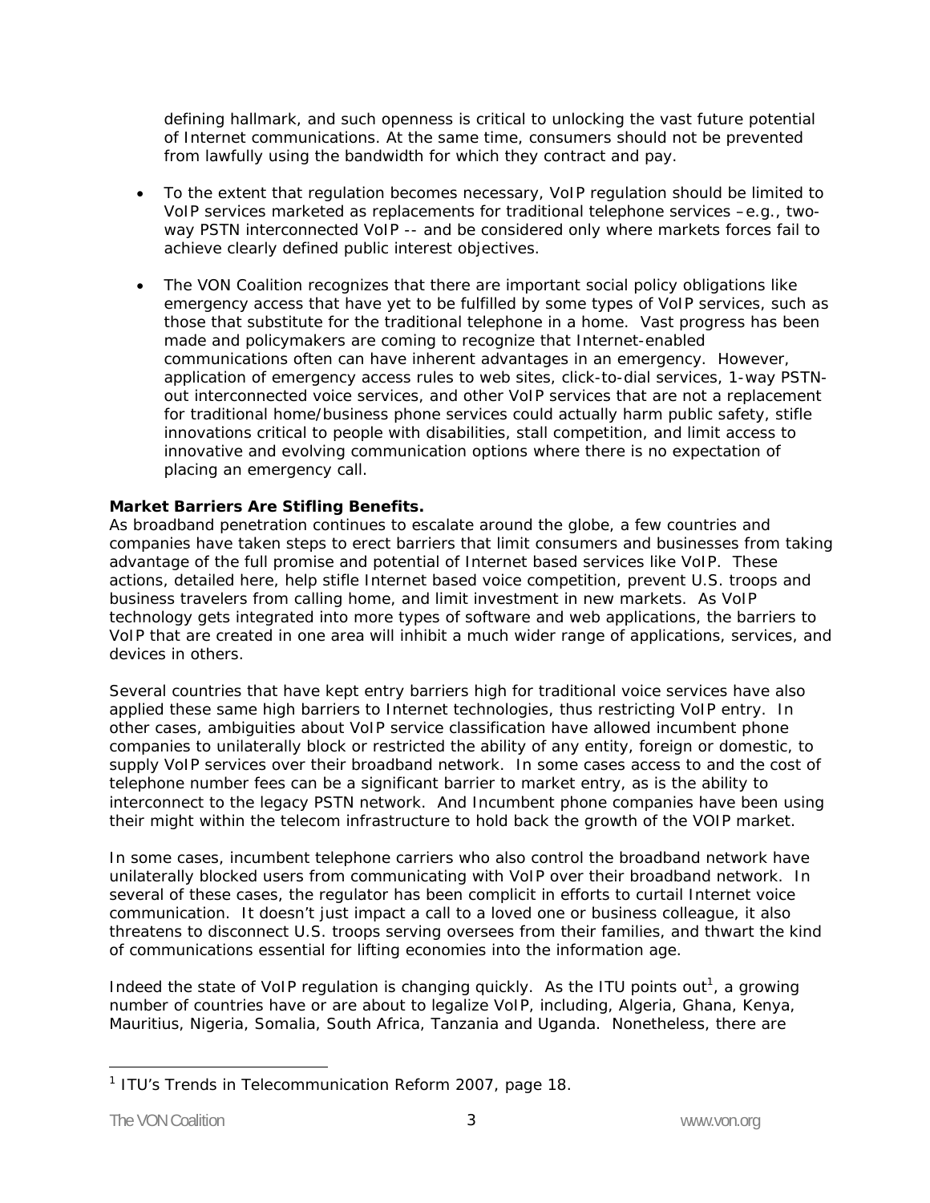defining hallmark, and such openness is critical to unlocking the vast future potential of Internet communications. At the same time, consumers should not be prevented from lawfully using the bandwidth for which they contract and pay.

- To the extent that regulation becomes necessary, VoIP regulation should be limited to VoIP services marketed as replacements for traditional telephone services –e.g., two-way PSTN interconnected VoIP -- and be considered only where markets forces fail to achieve clearly defined public interest objectives.

- The VON Coalition recognizes that there are important social policy obligations like emergency access that have yet to be fulfilled by some types of VoIP services, such as those that substitute for the traditional telephone in a home. Vast progress has been made and policymakers are coming to recognize that Internet-enabled communications often can have inherent advantages in an emergency. However, application of emergency access rules to web sites, click-to-dial services, 1-way PSTN-out interconnected voice services, and other VoIP services that are not a replacement for traditional home/business phone services could actually harm public safety, stifle innovations critical to people with disabilities, stall competition, and limit access to innovative and evolving communication options where there is no expectation of placing an emergency call.

**Market Barriers Are Stifling Benefits.**

As broadband penetration continues to escalate around the globe, a few countries and companies have taken steps to erect barriers that limit consumers and businesses from taking advantage of the full promise and potential of Internet based services like VoIP. These actions, detailed here, help stifle Internet based voice competition, prevent U.S. troops and business travelers from calling home, and limit investment in new markets. As VoIP technology gets integrated into more types of software and web applications, the barriers to VoIP that are created in one area will inhibit a much wider range of applications, services, and devices in others.

Several countries that have kept entry barriers high for traditional voice services have also applied these same high barriers to Internet technologies, thus restricting VoIP entry. In other cases, ambiguities about VoIP service classification have allowed incumbent phone companies to unilaterally block or restricted the ability of any entity, foreign or domestic, to supply VoIP services over their broadband network. In some cases access to and the cost of telephone number fees can be a significant barrier to market entry, as is the ability to interconnect to the legacy PSTN network. And Incumbent phone companies have been using their might within the telecom infrastructure to hold back the growth of the VOIP market.

In some cases, incumbent telephone carriers who also control the broadband network have unilaterally blocked users from communicating with VoIP over their broadband network. In several of these cases, the regulator has been complicit in efforts to curtail Internet voice communication. It doesn't just impact a call to a loved one or business colleague, it also threatens to disconnect U.S. troops serving oversees from their families, and thwart the kind of communications essential for lifting economies into the information age.

Indeed the state of VoIP regulation is changing quickly. As the ITU points out[1], a growing number of countries have or are about to legalize VoIP, including, Algeria, Ghana, Kenya, Mauritius, Nigeria, Somalia, South Africa, Tanzania and Uganda. Nonetheless, there are

[1] ITU's Trends in Telecommunication Reform 2007, page 18.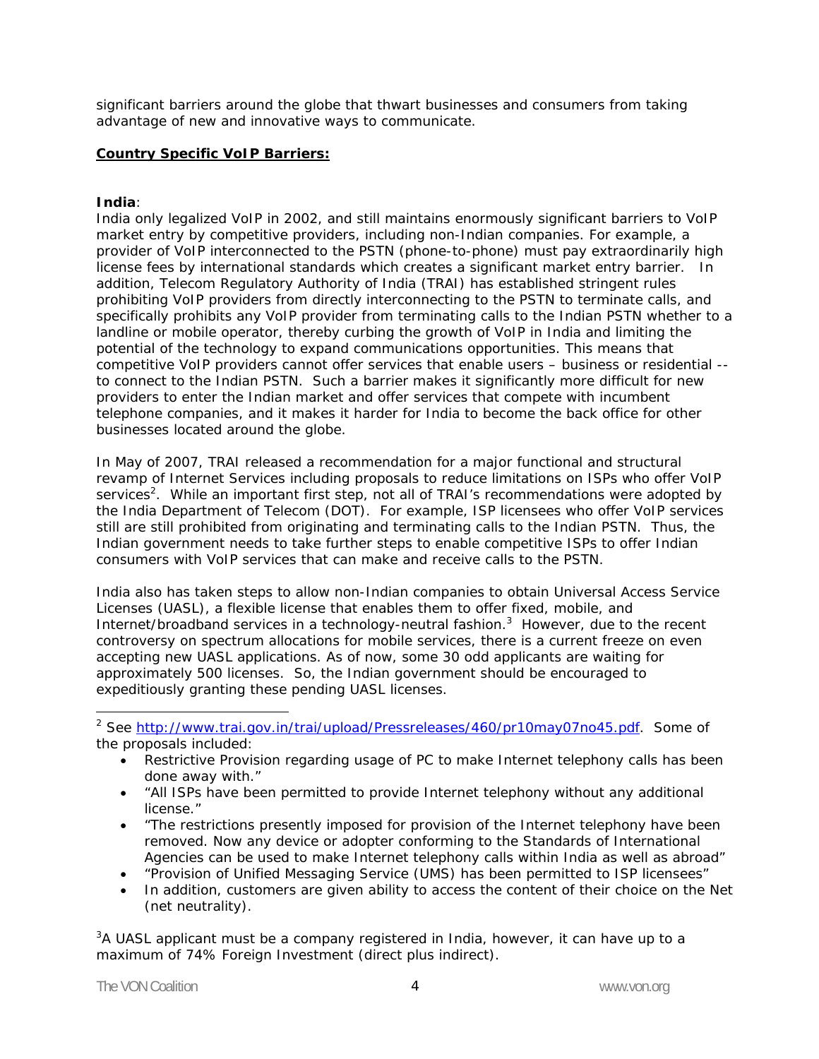significant barriers around the globe that thwart businesses and consumers from taking advantage of new and innovative ways to communicate.

**Country Specific VoIP Barriers:**

**India**:
India only legalized VoIP in 2002, and still maintains enormously significant barriers to VoIP market entry by competitive providers, including non-Indian companies. For example, a provider of VoIP interconnected to the PSTN (phone-to-phone) must pay extraordinarily high license fees by international standards which creates a significant market entry barrier. In addition, Telecom Regulatory Authority of India (TRAI) has established stringent rules prohibiting VoIP providers from directly interconnecting to the PSTN to terminate calls, and specifically prohibits any VoIP provider from terminating calls to the Indian PSTN whether to a landline or mobile operator, thereby curbing the growth of VoIP in India and limiting the potential of the technology to expand communications opportunities. This means that competitive VoIP providers cannot offer services that enable users – business or residential -- to connect to the Indian PSTN. Such a barrier makes it significantly more difficult for new providers to enter the Indian market and offer services that compete with incumbent telephone companies, and it makes it harder for India to become the back office for other businesses located around the globe.

In May of 2007, TRAI released a recommendation for a major functional and structural revamp of Internet Services including proposals to reduce limitations on ISPs who offer VoIP services[2]. While an important first step, not all of TRAI's recommendations were adopted by the India Department of Telecom (DOT). For example, ISP licensees who offer VoIP services still are still prohibited from originating and terminating calls to the Indian PSTN. Thus, the Indian government needs to take further steps to enable competitive ISPs to offer Indian consumers with VoIP services that can make and receive calls to the PSTN.

India also has taken steps to allow non-Indian companies to obtain Universal Access Service Licenses (UASL), a flexible license that enables them to offer fixed, mobile, and Internet/broadband services in a technology-neutral fashion.[3] However, due to the recent controversy on spectrum allocations for mobile services, there is a current freeze on even accepting new UASL applications. As of now, some 30 odd applicants are waiting for approximately 500 licenses. So, the Indian government should be encouraged to expeditiously granting these pending UASL licenses.

---

[2] See http://www.trai.gov.in/trai/upload/Pressreleases/460/pr10may07no45.pdf. Some of the proposals included:

- Restrictive Provision regarding usage of PC to make Internet telephony calls has been done away with."
- "All ISPs have been permitted to provide Internet telephony without any additional license."
- "The restrictions presently imposed for provision of the Internet telephony have been removed. Now any device or adopter conforming to the Standards of International Agencies can be used to make Internet telephony calls within India as well as abroad"
- "Provision of Unified Messaging Service (UMS) has been permitted to ISP licensees"
- In addition, customers are given ability to access the content of their choice on the Net (net neutrality).

[3] A UASL applicant must be a company registered in India, however, it can have up to a maximum of 74% Foreign Investment (direct plus indirect).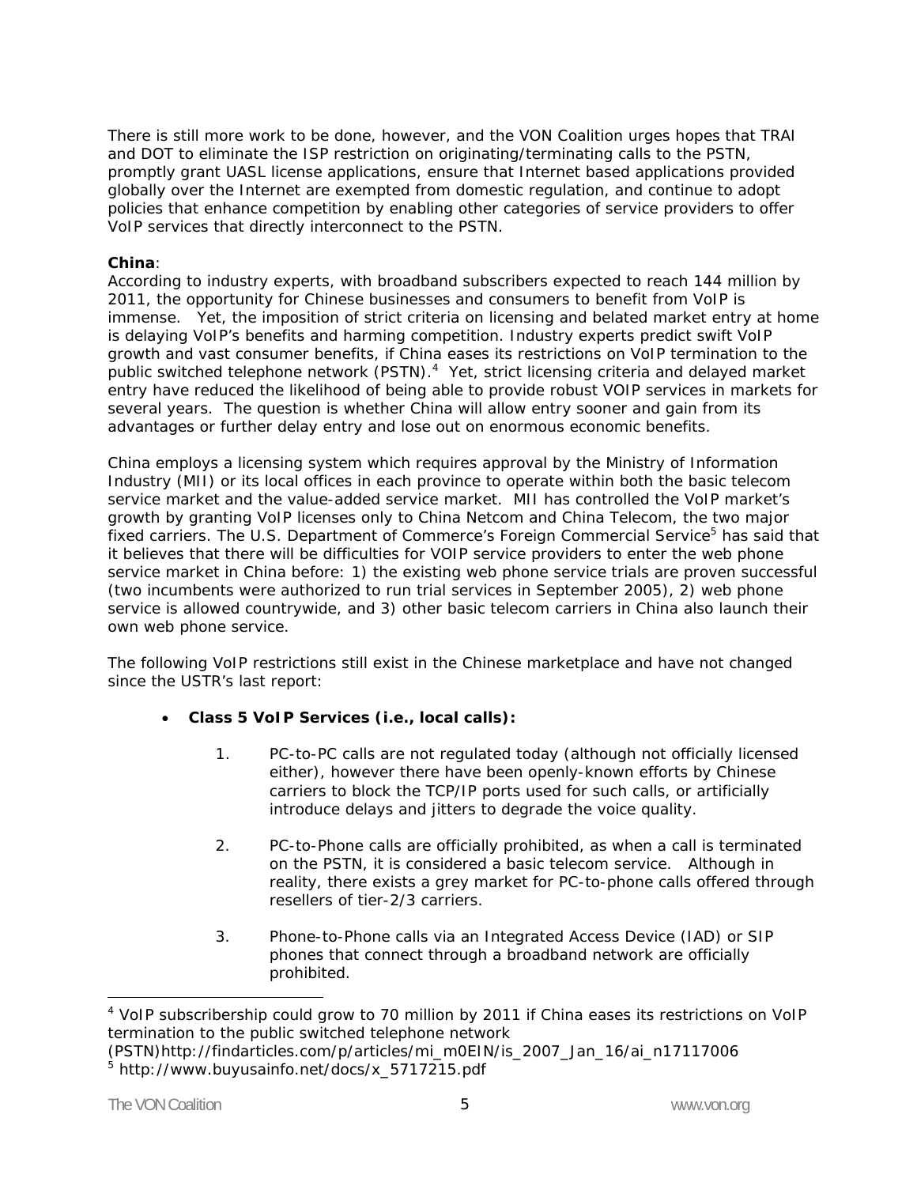There is still more work to be done, however, and the VON Coalition urges hopes that TRAI and DOT to eliminate the ISP restriction on originating/terminating calls to the PSTN, promptly grant UASL license applications, ensure that Internet based applications provided globally over the Internet are exempted from domestic regulation, and continue to adopt policies that enhance competition by enabling other categories of service providers to offer VoIP services that directly interconnect to the PSTN.

**China**:
According to industry experts, with broadband subscribers expected to reach 144 million by 2011, the opportunity for Chinese businesses and consumers to benefit from VoIP is immense. Yet, the imposition of strict criteria on licensing and belated market entry at home is delaying VoIP's benefits and harming competition. Industry experts predict swift VoIP growth and vast consumer benefits, if China eases its restrictions on VoIP termination to the public switched telephone network (PSTN).[4] Yet, strict licensing criteria and delayed market entry have reduced the likelihood of being able to provide robust VOIP services in markets for several years. The question is whether China will allow entry sooner and gain from its advantages or further delay entry and lose out on enormous economic benefits.

China employs a licensing system which requires approval by the Ministry of Information Industry (MII) or its local offices in each province to operate within both the basic telecom service market and the value-added service market. MII has controlled the VoIP market's growth by granting VoIP licenses only to China Netcom and China Telecom, the two major fixed carriers. The U.S. Department of Commerce's Foreign Commercial Service[5] has said that it believes that there will be difficulties for VOIP service providers to enter the web phone service market in China before: 1) the existing web phone service trials are proven successful (two incumbents were authorized to run trial services in September 2005), 2) web phone service is allowed countrywide, and 3) other basic telecom carriers in China also launch their own web phone service.

The following VoIP restrictions still exist in the Chinese marketplace and have not changed since the USTR's last report:

- **Class 5 VoIP Services (i.e., local calls):**

    1. PC-to-PC calls are not regulated today (although not officially licensed either), however there have been openly-known efforts by Chinese carriers to block the TCP/IP ports used for such calls, or artificially introduce delays and jitters to degrade the voice quality.

    2. PC-to-Phone calls are officially prohibited, as when a call is terminated on the PSTN, it is considered a basic telecom service. Although in reality, there exists a grey market for PC-to-phone calls offered through resellers of tier-2/3 carriers.

    3. Phone-to-Phone calls via an Integrated Access Device (IAD) or SIP phones that connect through a broadband network are officially prohibited.

---

[4] VoIP subscribership could grow to 70 million by 2011 if China eases its restrictions on VoIP termination to the public switched telephone network (PSTN)http://findarticles.com/p/articles/mi_m0EIN/is_2007_Jan_16/ai_n17117006

[5] http://www.buyusainfo.net/docs/x_5717215.pdf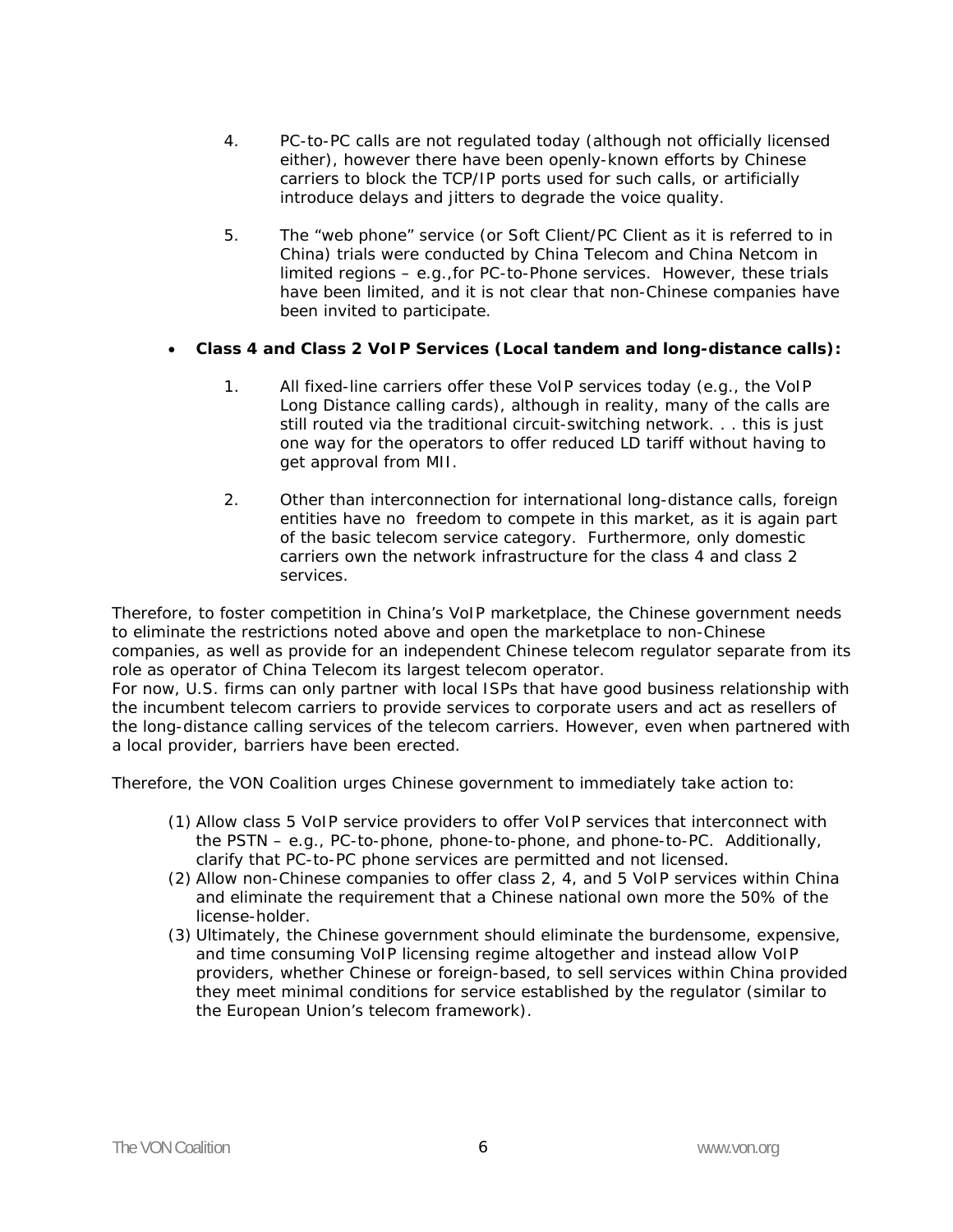4. PC-to-PC calls are not regulated today (although not officially licensed either), however there have been openly-known efforts by Chinese carriers to block the TCP/IP ports used for such calls, or artificially introduce delays and jitters to degrade the voice quality.

5. The "web phone" service (or Soft Client/PC Client as it is referred to in China) trials were conducted by China Telecom and China Netcom in limited regions – e.g.,for PC-to-Phone services. However, these trials have been limited, and it is not clear that non-Chinese companies have been invited to participate.

- **Class 4 and Class 2 VoIP Services (Local tandem and long-distance calls):**

  1. All fixed-line carriers offer these VoIP services today (e.g., the VoIP Long Distance calling cards), although in reality, many of the calls are still routed via the traditional circuit-switching network. . . this is just one way for the operators to offer reduced LD tariff without having to get approval from MII.

  2. Other than interconnection for international long-distance calls, foreign entities have no freedom to compete in this market, as it is again part of the basic telecom service category. Furthermore, only domestic carriers own the network infrastructure for the class 4 and class 2 services.

Therefore, to foster competition in China's VoIP marketplace, the Chinese government needs to eliminate the restrictions noted above and open the marketplace to non-Chinese companies, as well as provide for an independent Chinese telecom regulator separate from its role as operator of China Telecom its largest telecom operator.
For now, U.S. firms can only partner with local ISPs that have good business relationship with the incumbent telecom carriers to provide services to corporate users and act as resellers of the long-distance calling services of the telecom carriers. However, even when partnered with a local provider, barriers have been erected.

Therefore, the VON Coalition urges Chinese government to immediately take action to:

(1) Allow class 5 VoIP service providers to offer VoIP services that interconnect with the PSTN – e.g., PC-to-phone, phone-to-phone, and phone-to-PC. Additionally, clarify that PC-to-PC phone services are permitted and not licensed.
(2) Allow non-Chinese companies to offer class 2, 4, and 5 VoIP services within China and eliminate the requirement that a Chinese national own more the 50% of the license-holder.
(3) Ultimately, the Chinese government should eliminate the burdensome, expensive, and time consuming VoIP licensing regime altogether and instead allow VoIP providers, whether Chinese or foreign-based, to sell services within China provided they meet minimal conditions for service established by the regulator (similar to the European Union's telecom framework).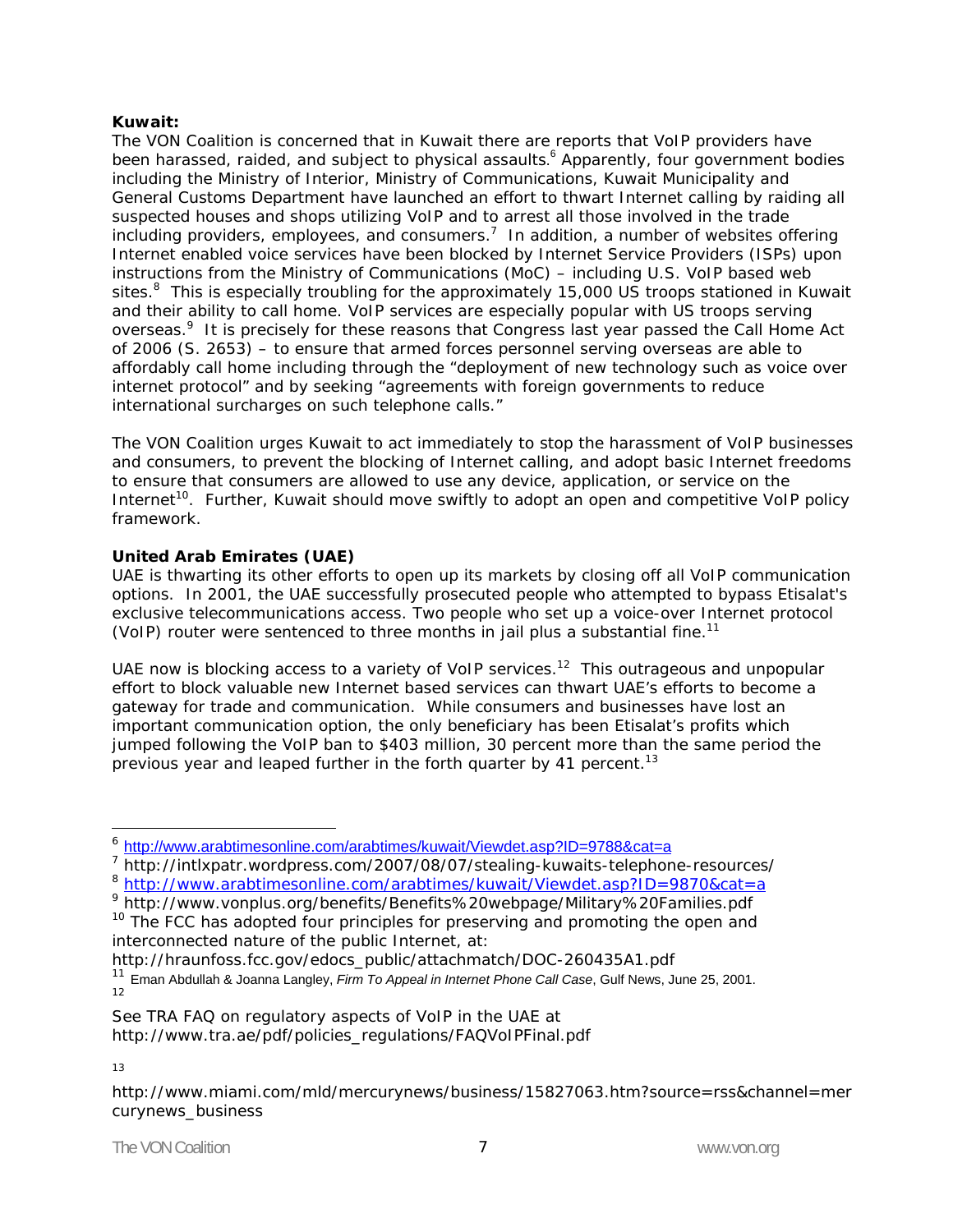**Kuwait:**

The VON Coalition is concerned that in Kuwait there are reports that VoIP providers have been harassed, raided, and subject to physical assaults.[6] Apparently, four government bodies including the Ministry of Interior, Ministry of Communications, Kuwait Municipality and General Customs Department have launched an effort to thwart Internet calling by raiding all suspected houses and shops utilizing VoIP and to arrest all those involved in the trade including providers, employees, and consumers.[7] In addition, a number of websites offering Internet enabled voice services have been blocked by Internet Service Providers (ISPs) upon instructions from the Ministry of Communications (MoC) – including U.S. VoIP based web sites.[8] This is especially troubling for the approximately 15,000 US troops stationed in Kuwait and their ability to call home. VoIP services are especially popular with US troops serving overseas.[9] It is precisely for these reasons that Congress last year passed the Call Home Act of 2006 (S. 2653) – to ensure that armed forces personnel serving overseas are able to affordably call home including through the "deployment of new technology such as voice over internet protocol" and by seeking "agreements with foreign governments to reduce international surcharges on such telephone calls."

The VON Coalition urges Kuwait to act immediately to stop the harassment of VoIP businesses and consumers, to prevent the blocking of Internet calling, and adopt basic Internet freedoms to ensure that consumers are allowed to use any device, application, or service on the Internet[10]. Further, Kuwait should move swiftly to adopt an open and competitive VoIP policy framework.

**United Arab Emirates (UAE)**

UAE is thwarting its other efforts to open up its markets by closing off all VoIP communication options. In 2001, the UAE successfully prosecuted people who attempted to bypass Etisalat's exclusive telecommunications access. Two people who set up a voice-over Internet protocol (VoIP) router were sentenced to three months in jail plus a substantial fine.[11]

UAE now is blocking access to a variety of VoIP services.[12] This outrageous and unpopular effort to block valuable new Internet based services can thwart UAE's efforts to become a gateway for trade and communication. While consumers and businesses have lost an important communication option, the only beneficiary has been Etisalat's profits which jumped following the VoIP ban to $403 million, 30 percent more than the same period the previous year and leaped further in the forth quarter by 41 percent.[13]

---

[6] http://www.arabtimesonline.com/arabtimes/kuwait/Viewdet.asp?ID=9788&cat=a

[7] http://intlxpatr.wordpress.com/2007/08/07/stealing-kuwaits-telephone-resources/

[8] http://www.arabtimesonline.com/arabtimes/kuwait/Viewdet.asp?ID=9870&cat=a

[9] http://www.vonplus.org/benefits/Benefits%20webpage/Military%20Families.pdf

[10] The FCC has adopted four principles for preserving and promoting the open and interconnected nature of the public Internet, at: http://hraunfoss.fcc.gov/edocs_public/attachmatch/DOC-260435A1.pdf

[11] Eman Abdullah & Joanna Langley, *Firm To Appeal in Internet Phone Call Case*, Gulf News, June 25, 2001.

[12] See TRA FAQ on regulatory aspects of VoIP in the UAE at http://www.tra.ae/pdf/policies_regulations/FAQVoIPFinal.pdf

[13] http://www.miami.com/mld/mercurynews/business/15827063.htm?source=rss&channel=mercurynews_business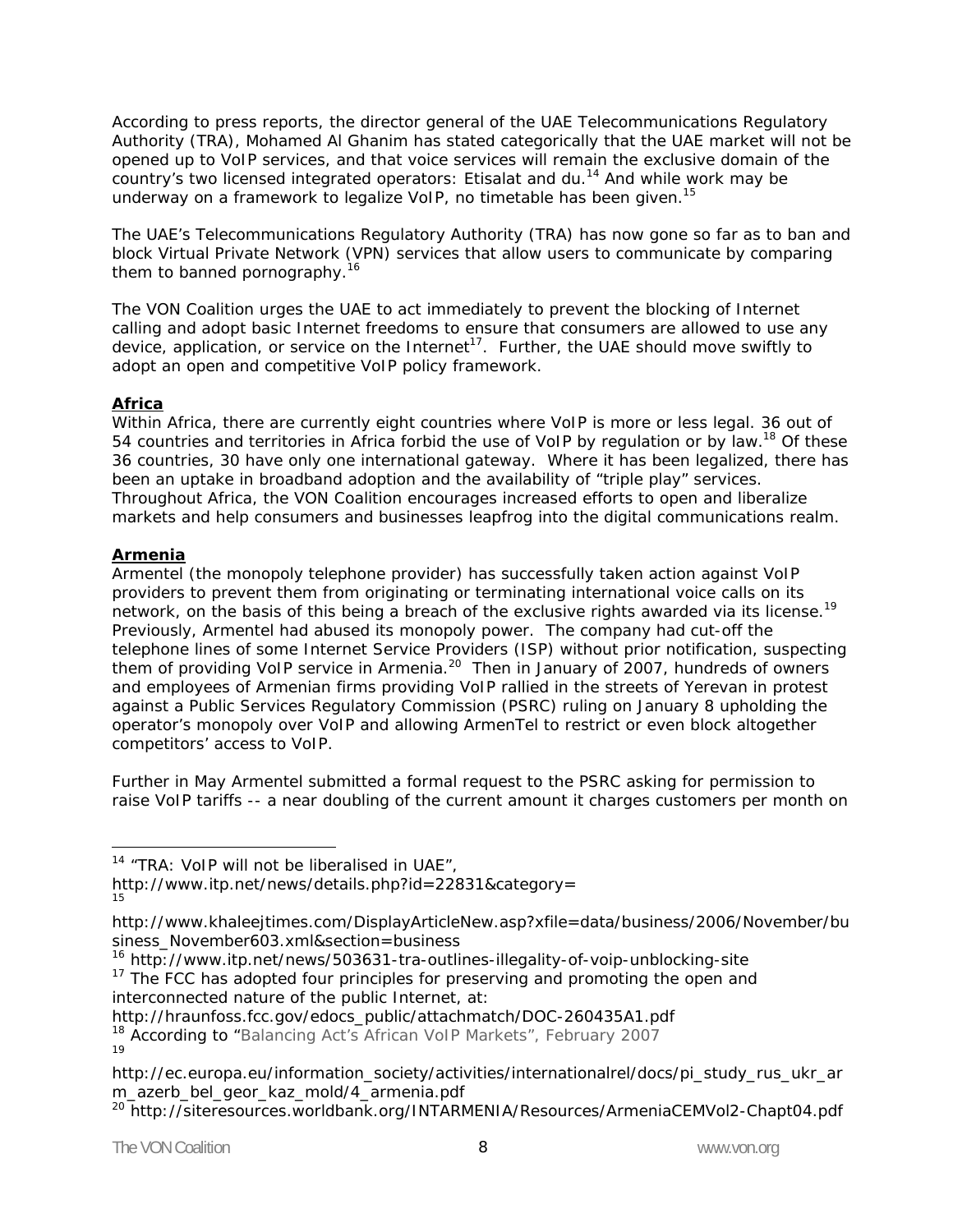According to press reports, the director general of the UAE Telecommunications Regulatory Authority (TRA), Mohamed Al Ghanim has stated categorically that the UAE market will not be opened up to VoIP services, and that voice services will remain the exclusive domain of the country's two licensed integrated operators: Etisalat and du.[14] And while work may be underway on a framework to legalize VoIP, no timetable has been given.[15]

The UAE's Telecommunications Regulatory Authority (TRA) has now gone so far as to ban and block Virtual Private Network (VPN) services that allow users to communicate by comparing them to banned pornography.[16]

The VON Coalition urges the UAE to act immediately to prevent the blocking of Internet calling and adopt basic Internet freedoms to ensure that consumers are allowed to use any device, application, or service on the Internet[17]. Further, the UAE should move swiftly to adopt an open and competitive VoIP policy framework.

**Africa**

Within Africa, there are currently eight countries where VoIP is more or less legal. 36 out of 54 countries and territories in Africa forbid the use of VoIP by regulation or by law.[18] Of these 36 countries, 30 have only one international gateway. Where it has been legalized, there has been an uptake in broadband adoption and the availability of "triple play" services. Throughout Africa, the VON Coalition encourages increased efforts to open and liberalize markets and help consumers and businesses leapfrog into the digital communications realm.

**Armenia**

Armentel (the monopoly telephone provider) has successfully taken action against VoIP providers to prevent them from originating or terminating international voice calls on its network, on the basis of this being a breach of the exclusive rights awarded via its license.[19] Previously, Armentel had abused its monopoly power. The company had cut-off the telephone lines of some Internet Service Providers (ISP) without prior notification, suspecting them of providing VoIP service in Armenia.[20] Then in January of 2007, hundreds of owners and employees of Armenian firms providing VoIP rallied in the streets of Yerevan in protest against a Public Services Regulatory Commission (PSRC) ruling on January 8 upholding the operator's monopoly over VoIP and allowing ArmenTel to restrict or even block altogether competitors' access to VoIP.

Further in May Armentel submitted a formal request to the PSRC asking for permission to raise VoIP tariffs -- a near doubling of the current amount it charges customers per month on

---

[14] "TRA: VoIP will not be liberalised in UAE", http://www.itp.net/news/details.php?id=22831&category=

[15] http://www.khaleejtimes.com/DisplayArticleNew.asp?xfile=data/business/2006/November/business_November603.xml&section=business

[16] http://www.itp.net/news/503631-tra-outlines-illegality-of-voip-unblocking-site

[17] The FCC has adopted four principles for preserving and promoting the open and interconnected nature of the public Internet, at: http://hraunfoss.fcc.gov/edocs_public/attachmatch/DOC-260435A1.pdf

[18] According to "Balancing Act's African VoIP Markets", February 2007

[19] http://ec.europa.eu/information_society/activities/internationalrel/docs/pi_study_rus_ukr_arm_azerb_bel_geor_kaz_mold/4_armenia.pdf

[20] http://siteresources.worldbank.org/INTARMENIA/Resources/ArmeniaCEMVol2-Chapt04.pdf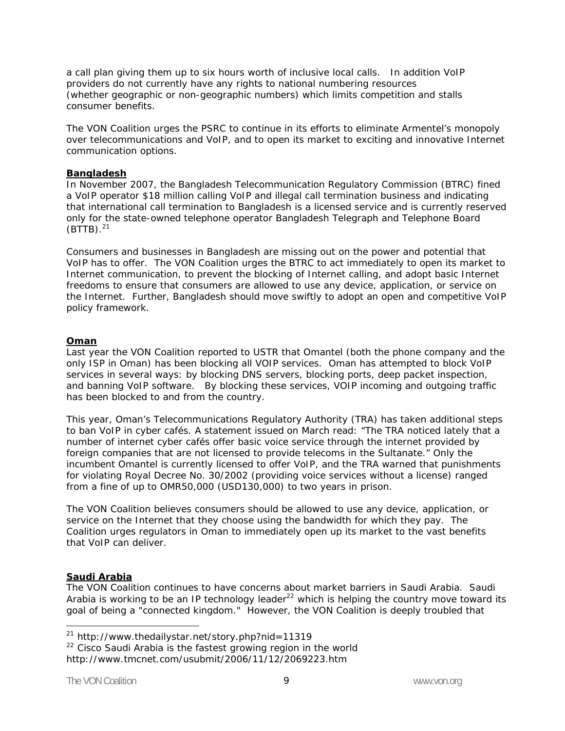a call plan giving them up to six hours worth of inclusive local calls. In addition VoIP providers do not currently have any rights to national numbering resources (whether geographic or non-geographic numbers) which limits competition and stalls consumer benefits.

The VON Coalition urges the PSRC to continue in its efforts to eliminate Armentel's monopoly over telecommunications and VoIP, and to open its market to exciting and innovative Internet communication options.

**Bangladesh**

In November 2007, the Bangladesh Telecommunication Regulatory Commission (BTRC) fined a VoIP operator $18 million calling VoIP and illegal call termination business and indicating that international call termination to Bangladesh is a licensed service and is currently reserved only for the state-owned telephone operator Bangladesh Telegraph and Telephone Board (BTTB).[21]

Consumers and businesses in Bangladesh are missing out on the power and potential that VoIP has to offer. The VON Coalition urges the BTRC to act immediately to open its market to Internet communication, to prevent the blocking of Internet calling, and adopt basic Internet freedoms to ensure that consumers are allowed to use any device, application, or service on the Internet. Further, Bangladesh should move swiftly to adopt an open and competitive VoIP policy framework.

**Oman**

Last year the VON Coalition reported to USTR that Omantel (both the phone company and the only ISP in Oman) has been blocking all VOIP services. Oman has attempted to block VoIP services in several ways: by blocking DNS servers, blocking ports, deep packet inspection, and banning VoIP software. By blocking these services, VOIP incoming and outgoing traffic has been blocked to and from the country.

This year, Oman's Telecommunications Regulatory Authority (TRA) has taken additional steps to ban VoIP in cyber cafés. A statement issued on March read: "The TRA noticed lately that a number of internet cyber cafés offer basic voice service through the internet provided by foreign companies that are not licensed to provide telecoms in the Sultanate." Only the incumbent Omantel is currently licensed to offer VoIP, and the TRA warned that punishments for violating Royal Decree No. 30/2002 (providing voice services without a license) ranged from a fine of up to OMR50,000 (USD130,000) to two years in prison.

The VON Coalition believes consumers should be allowed to use any device, application, or service on the Internet that they choose using the bandwidth for which they pay. The Coalition urges regulators in Oman to immediately open up its market to the vast benefits that VoIP can deliver.

**Saudi Arabia**

The VON Coalition continues to have concerns about market barriers in Saudi Arabia. Saudi Arabia is working to be an IP technology leader[22] which is helping the country move toward its goal of being a "connected kingdom." However, the VON Coalition is deeply troubled that

[21] http://www.thedailystar.net/story.php?nid=11319

[22] Cisco Saudi Arabia is the fastest growing region in the world http://www.tmcnet.com/usubmit/2006/11/12/2069223.htm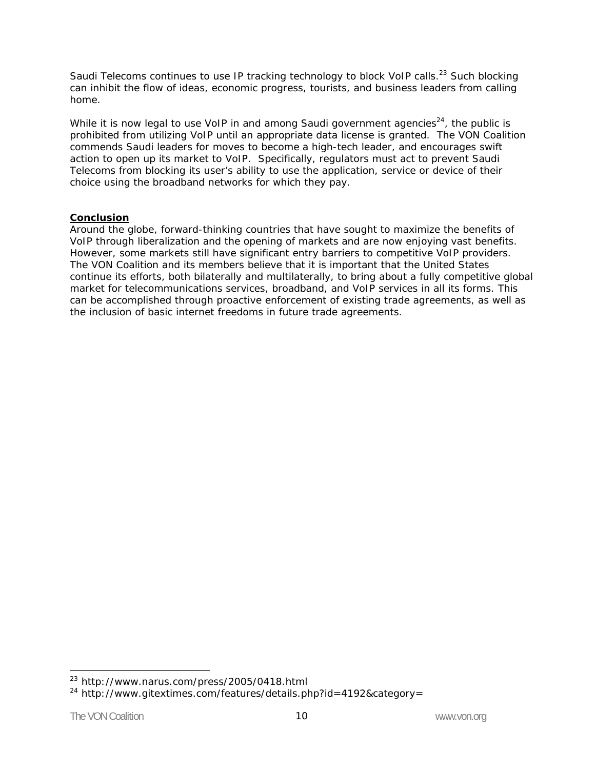Saudi Telecoms continues to use IP tracking technology to block VoIP calls.[23] Such blocking can inhibit the flow of ideas, economic progress, tourists, and business leaders from calling home.

While it is now legal to use VoIP in and among Saudi government agencies[24], the public is prohibited from utilizing VoIP until an appropriate data license is granted. The VON Coalition commends Saudi leaders for moves to become a high-tech leader, and encourages swift action to open up its market to VoIP. Specifically, regulators must act to prevent Saudi Telecoms from blocking its user's ability to use the application, service or device of their choice using the broadband networks for which they pay.

## Conclusion

Around the globe, forward-thinking countries that have sought to maximize the benefits of VoIP through liberalization and the opening of markets and are now enjoying vast benefits. However, some markets still have significant entry barriers to competitive VoIP providers. The VON Coalition and its members believe that it is important that the United States continue its efforts, both bilaterally and multilaterally, to bring about a fully competitive global market for telecommunications services, broadband, and VoIP services in all its forms. This can be accomplished through proactive enforcement of existing trade agreements, as well as the inclusion of basic internet freedoms in future trade agreements.

[23] http://www.narus.com/press/2005/0418.html

[24] http://www.gitextimes.com/features/details.php?id=4192&category=